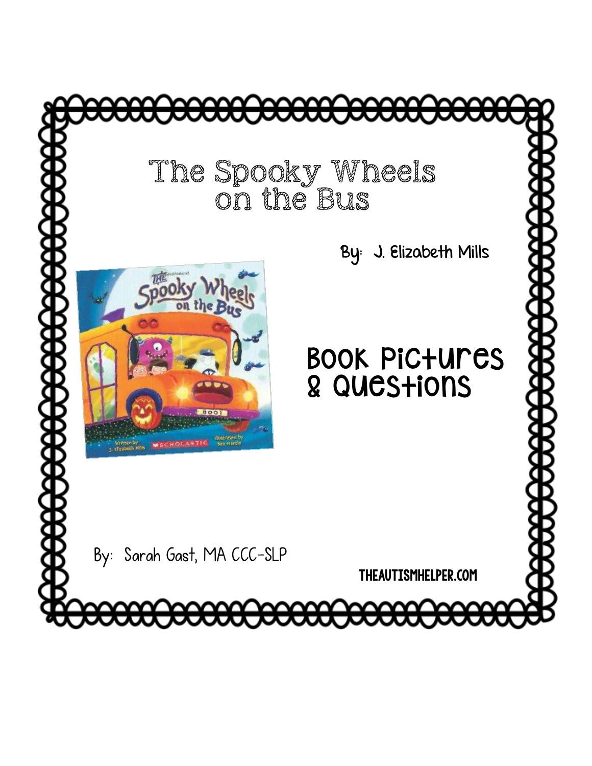# The Spooky Wheels on the Bus

By: J. Elizabeth Mills

## Book Pictures & Questions

By: Sarah Gast, MA CCC-SLP

THEAUTISMHELPER.COM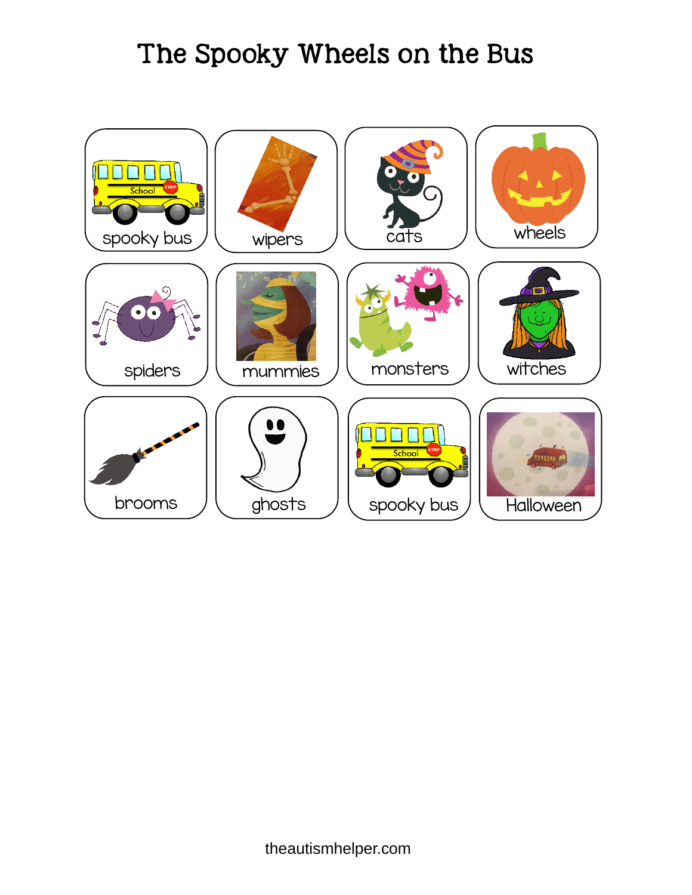# The Spooky Wheels on the Bus

| | | | |
|---|---|---|---|
| spooky bus | wipers | cats | wheels |
| spiders | mummies | monsters | witches |
| brooms | ghosts | spooky bus | Halloween |

theautismhelper.com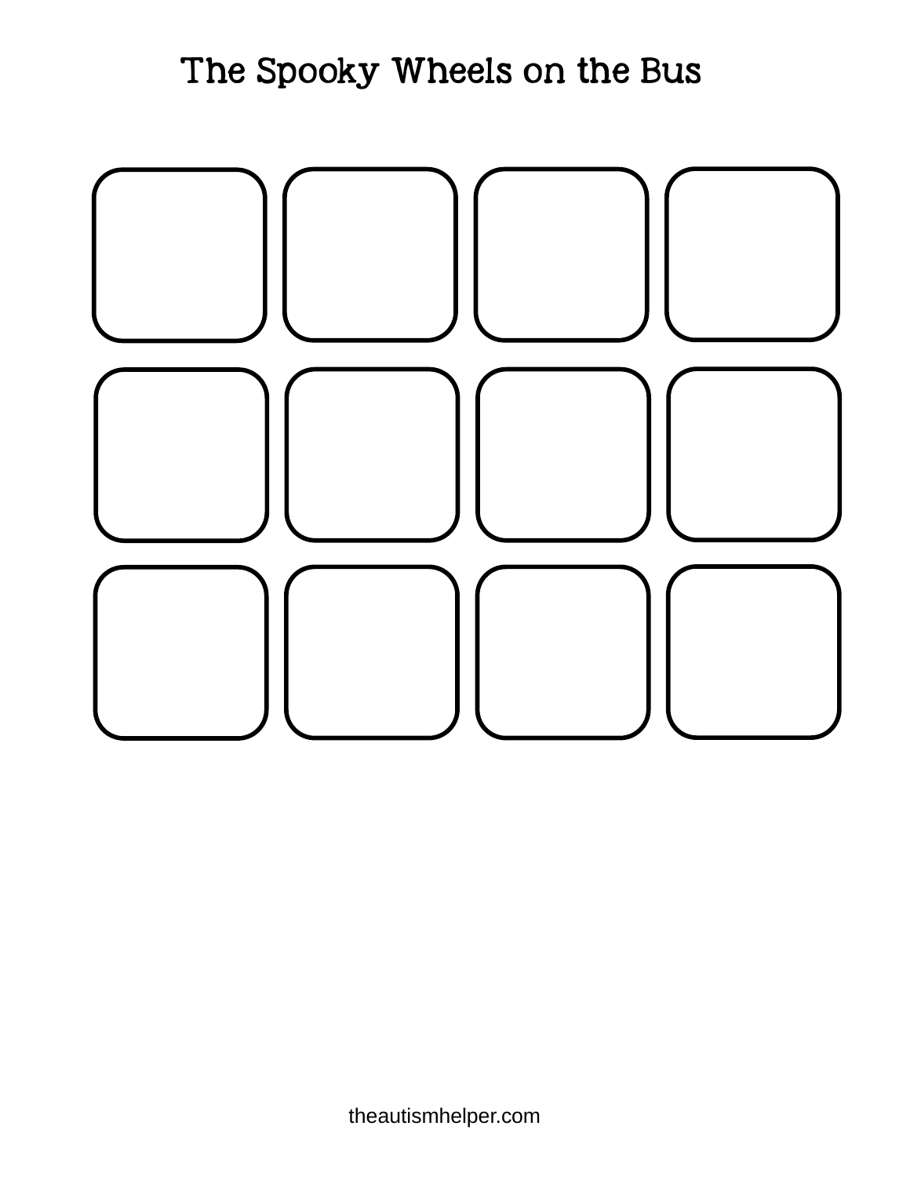# The Spooky Wheels on the Bus

| | | | |
|---|---|---|---|
| | | | |
| | | | |
| | | | |

theautismhelper.com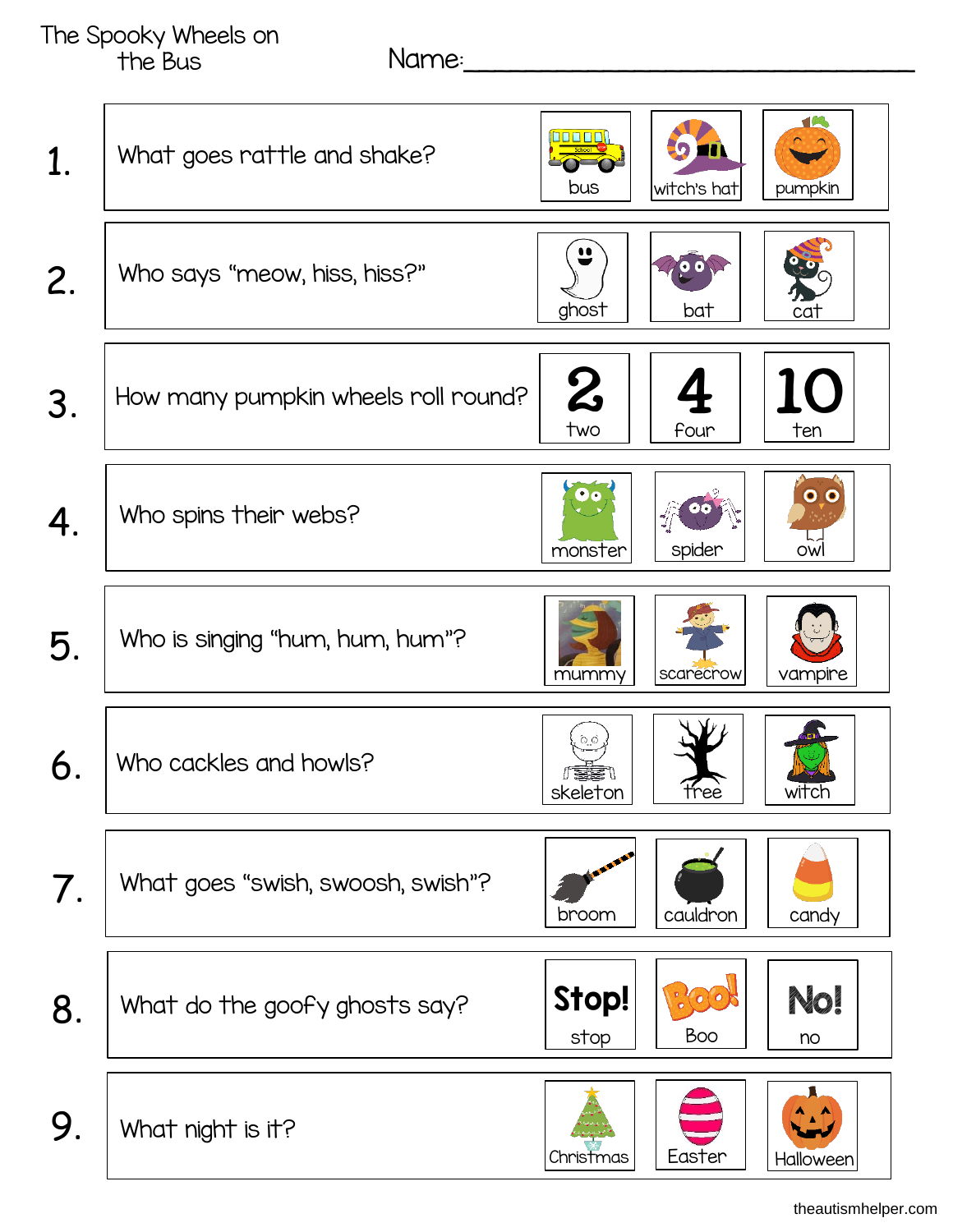The Spooky Wheels on the Bus

Name:______________________________

| | | | | |
|---|---|---|---|---|
| 1. | What goes rattle and shake? | bus | witch's hat | pumpkin |
| 2. | Who says "meow, hiss, hiss?" | ghost | bat | cat |
| 3. | How many pumpkin wheels roll round? | 2 two | 4 four | 10 ten |
| 4. | Who spins their webs? | monster | spider | owl |
| 5. | Who is singing "hum, hum, hum"? | mummy | scarecrow | vampire |
| 6. | Who cackles and howls? | skeleton | tree | witch |
| 7. | What goes "swish, swoosh, swish"? | broom | cauldron | candy |
| 8. | What do the goofy ghosts say? | Stop! stop | Boo! Boo | No! no |
| 9. | What night is it? | Christmas | Easter | Halloween |

theautismhelper.com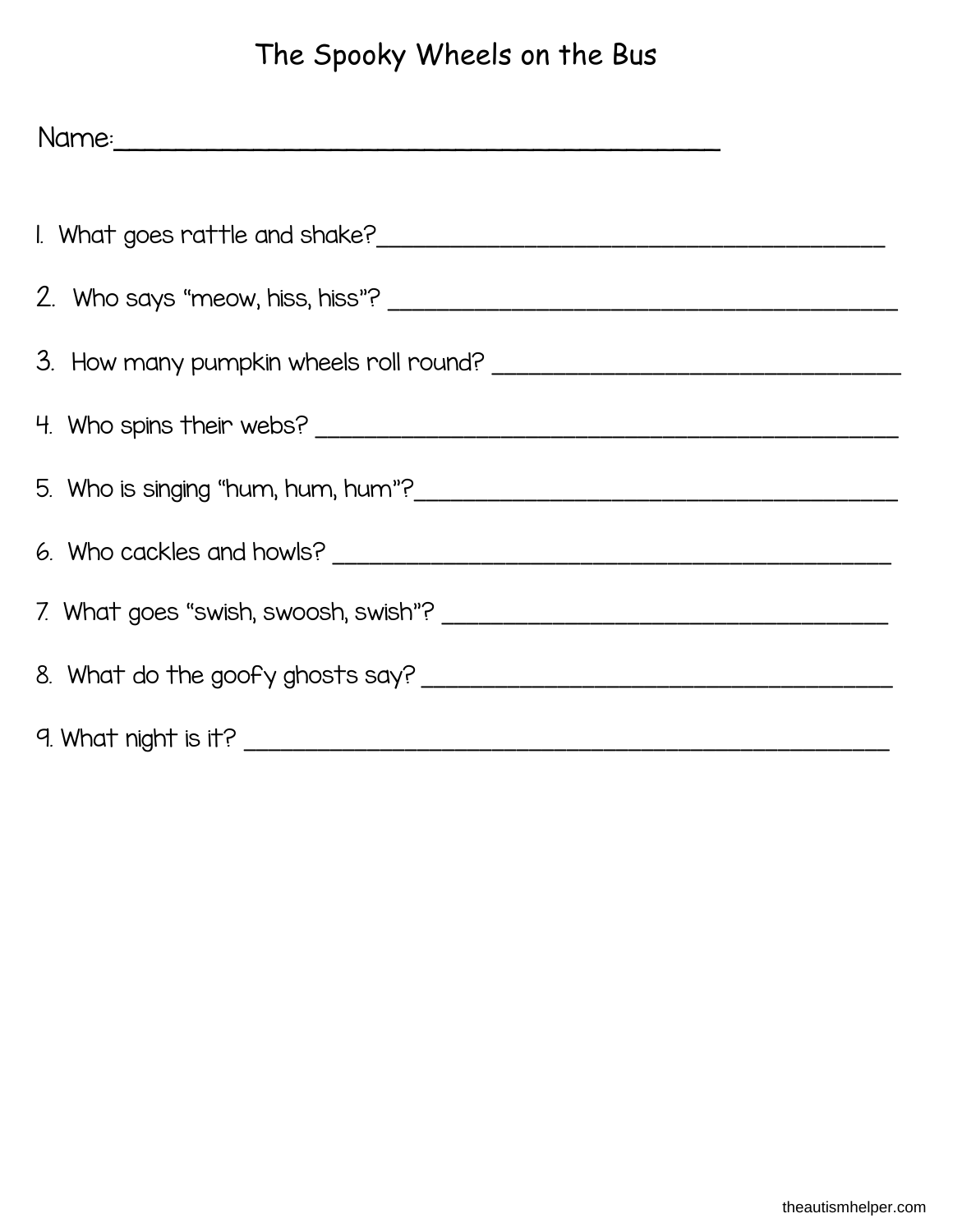# The Spooky Wheels on the Bus

Name:___________________________________________

1. What goes rattle and shake?___________________________________________

2. Who says "meow, hiss, hiss"? ___________________________________________

3. How many pumpkin wheels roll round? ___________________________________

4. Who spins their webs? _______________________________________________

5. Who is singing "hum, hum, hum"?_________________________________________

6. Who cackles and howls? _______________________________________________

7. What goes "swish, swoosh, swish"? ______________________________________

8. What do the goofy ghosts say? __________________________________________

9. What night is it? ___________________________________________________

theautismhelper.com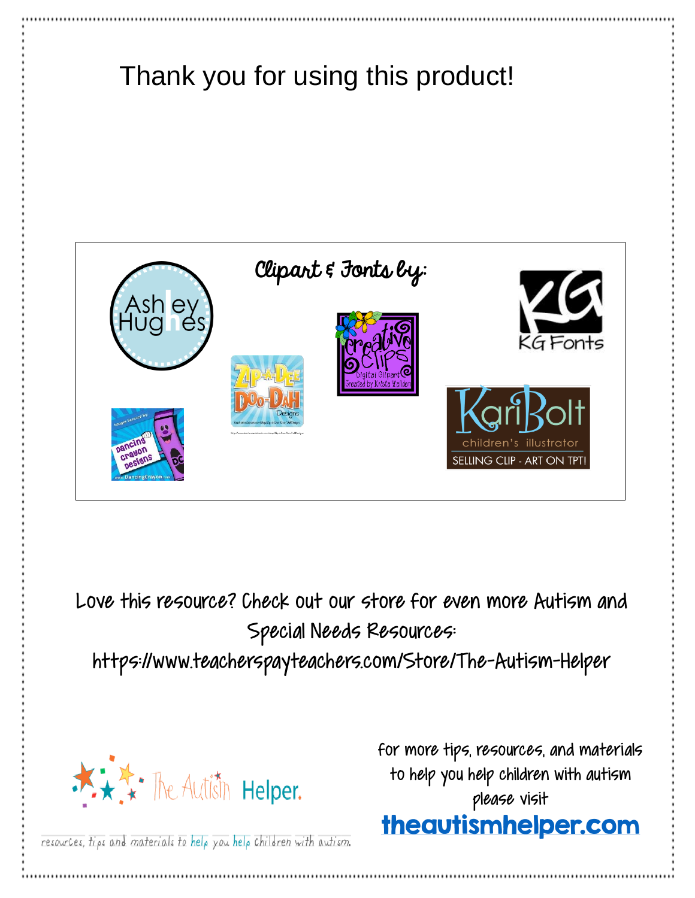# Thank you for using this product!

**Clipart & Fonts by:**

Love this resource? Check out our store for even more Autism and Special Needs Resources: https://www.teacherspayteachers.com/Store/The-Autism-Helper

For more tips, resources, and materials to help you help children with autism please visit

**theautismhelper.com**